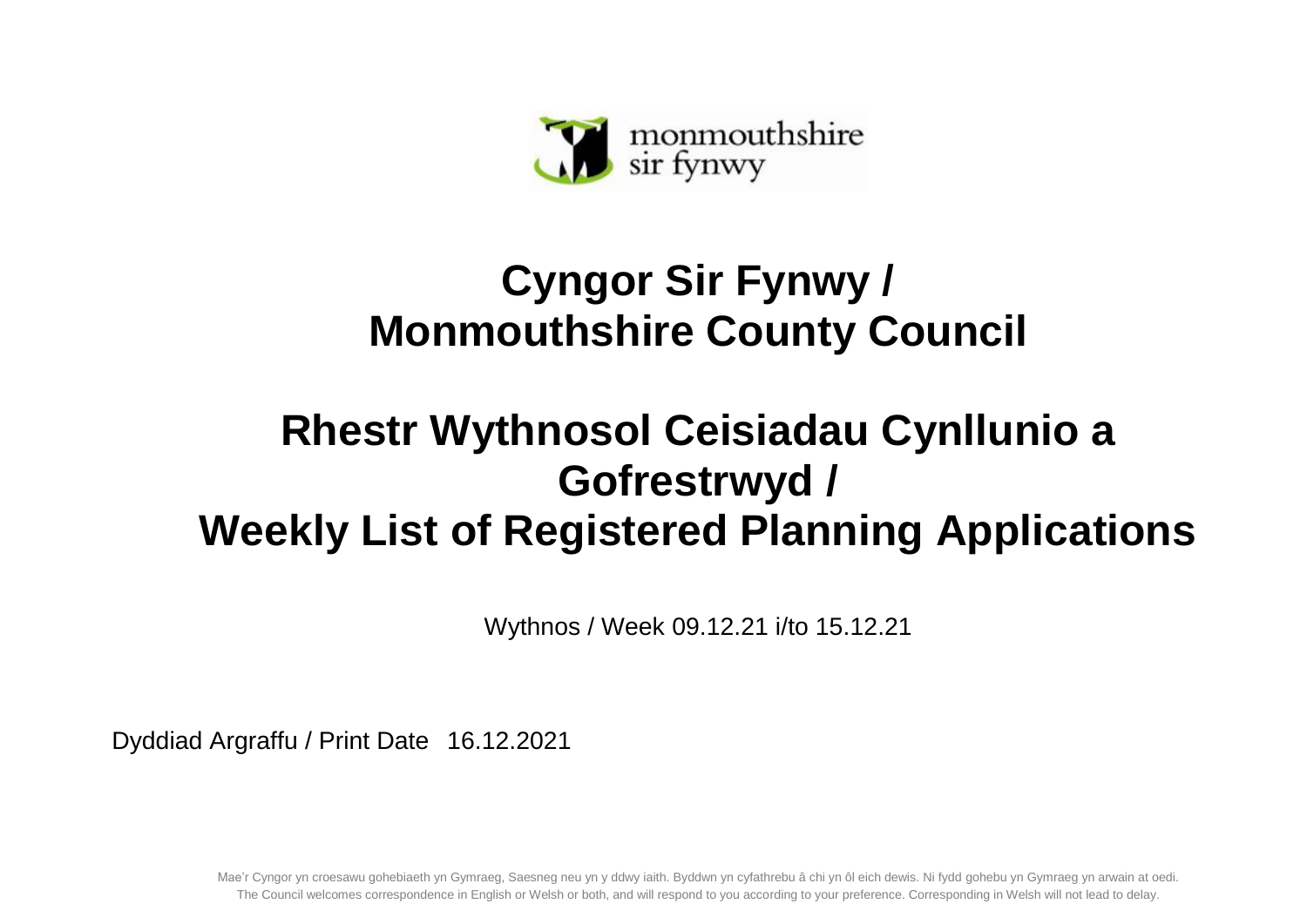monmouthshire
sir fynwy

# Cyngor Sir Fynwy / Monmouthshire County Council

# Rhestr Wythnosol Ceisiadau Cynllunio a Gofrestrwyd / Weekly List of Registered Planning Applications

Wythnos / Week 09.12.21 i/to 15.12.21

Dyddiad Argraffu / Print Date 16.12.2021

Mae'r Cyngor yn croesawu gohebiaeth yn Gymraeg, Saesneg neu yn y ddwy iaith. Byddwn yn cyfathrebu â chi yn ôl eich dewis. Ni fydd gohebu yn Gymraeg yn arwain at oedi.
The Council welcomes correspondence in English or Welsh or both, and will respond to you according to your preference. Corresponding in Welsh will not lead to delay.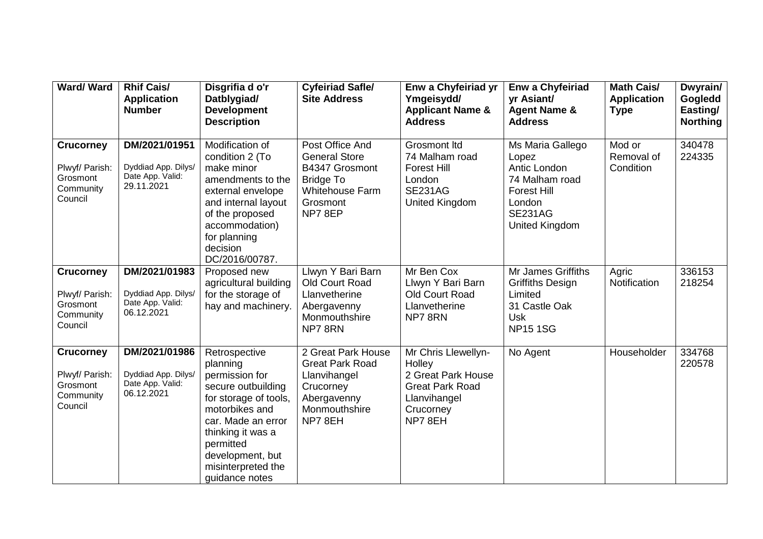| **Ward/ Ward** | **Rhif Cais/ Application Number** | **Disgrifia d o'r Datblygiad/ Development Description** | **Cyfeiriad Safle/ Site Address** | **Enw a Chyfeiriad yr Ymgeisydd/ Applicant Name & Address** | **Enw a Chyfeiriad yr Asiant/ Agent Name & Address** | **Math Cais/ Application Type** | **Dwyrain/ Gogledd Easting/ Northing** |
|---|---|---|---|---|---|---|---|
| **Crucorney** Plwyf/ Parish: Grosmont Community Council | **DM/2021/01951** Dyddiad App. Dilys/ Date App. Valid: 29.11.2021 | Modification of condition 2 (To make minor amendments to the external envelope and internal layout of the proposed accommodation) for planning decision DC/2016/00787. | Post Office And General Store B4347 Grosmont Bridge To Whitehouse Farm Grosmont NP7 8EP | Grosmont ltd 74 Malham road Forest Hill London SE231AG United Kingdom | Ms Maria Gallego Lopez Antic London 74 Malham road Forest Hill London SE231AG United Kingdom | Mod or Removal of Condition | 340478 224335 |
| **Crucorney** Plwyf/ Parish: Grosmont Community Council | **DM/2021/01983** Dyddiad App. Dilys/ Date App. Valid: 06.12.2021 | Proposed new agricultural building for the storage of hay and machinery. | Llwyn Y Bari Barn Old Court Road Llanvetherine Abergavenny Monmouthshire NP7 8RN | Mr Ben Cox Llwyn Y Bari Barn Old Court Road Llanvetherine NP7 8RN | Mr James Griffiths Griffiths Design Limited 31 Castle Oak Usk NP15 1SG | Agric Notification | 336153 218254 |
| **Crucorney** Plwyf/ Parish: Grosmont Community Council | **DM/2021/01986** Dyddiad App. Dilys/ Date App. Valid: 06.12.2021 | Retrospective planning permission for secure outbuilding for storage of tools, motorbikes and car. Made an error thinking it was a permitted development, but misinterpreted the guidance notes | 2 Great Park House Great Park Road Llanvihangel Crucorney Abergavenny Monmouthshire NP7 8EH | Mr Chris Llewellyn-Holley 2 Great Park House Great Park Road Llanvihangel Crucorney NP7 8EH | No Agent | Householder | 334768 220578 |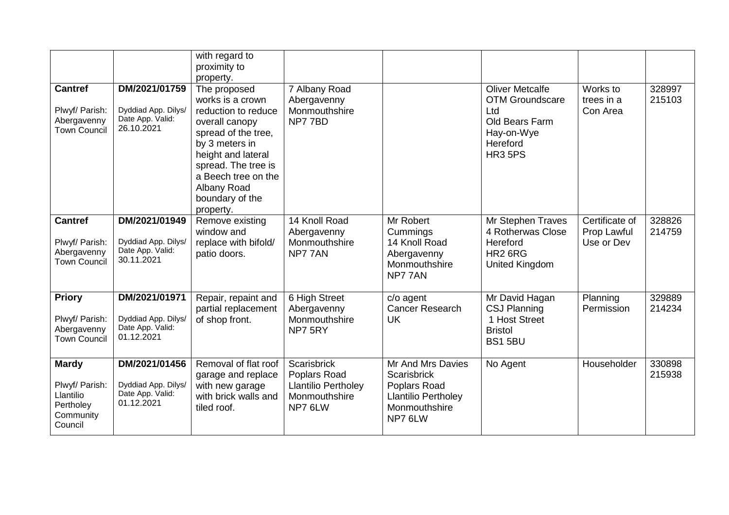| | | | | | | | |
|---|---|---|---|---|---|---|---|
| | | with regard to proximity to property. | | | | | |
| **Cantref**<br>Plwyf/ Parish: Abergavenny Town Council | **DM/2021/01759**<br>Dyddiad App. Dilys/ Date App. Valid: 26.10.2021 | The proposed works is a crown reduction to reduce overall canopy spread of the tree, by 3 meters in height and lateral spread. The tree is a Beech tree on the Albany Road boundary of the property. | 7 Albany Road Abergavenny Monmouthshire NP7 7BD | | Oliver Metcalfe OTM Groundscare Ltd Old Bears Farm Hay-on-Wye Hereford HR3 5PS | Works to trees in a Con Area | 328997 215103 |
| **Cantref**<br>Plwyf/ Parish: Abergavenny Town Council | **DM/2021/01949**<br>Dyddiad App. Dilys/ Date App. Valid: 30.11.2021 | Remove existing window and replace with bifold/ patio doors. | 14 Knoll Road Abergavenny Monmouthshire NP7 7AN | Mr Robert Cummings 14 Knoll Road Abergavenny Monmouthshire NP7 7AN | Mr Stephen Traves 4 Rotherwas Close Hereford HR2 6RG United Kingdom | Certificate of Prop Lawful Use or Dev | 328826 214759 |
| **Priory**<br>Plwyf/ Parish: Abergavenny Town Council | **DM/2021/01971**<br>Dyddiad App. Dilys/ Date App. Valid: 01.12.2021 | Repair, repaint and partial replacement of shop front. | 6 High Street Abergavenny Monmouthshire NP7 5RY | c/o agent Cancer Research UK | Mr David Hagan CSJ Planning 1 Host Street Bristol BS1 5BU | Planning Permission | 329889 214234 |
| **Mardy**<br>Plwyf/ Parish: Llantilio Pertholey Community Council | **DM/2021/01456**<br>Dyddiad App. Dilys/ Date App. Valid: 01.12.2021 | Removal of flat roof garage and replace with new garage with brick walls and tiled roof. | Scarisbrick Poplars Road Llantilio Pertholey Monmouthshire NP7 6LW | Mr And Mrs Davies Scarisbrick Poplars Road Llantilio Pertholey Monmouthshire NP7 6LW | No Agent | Householder | 330898 215938 |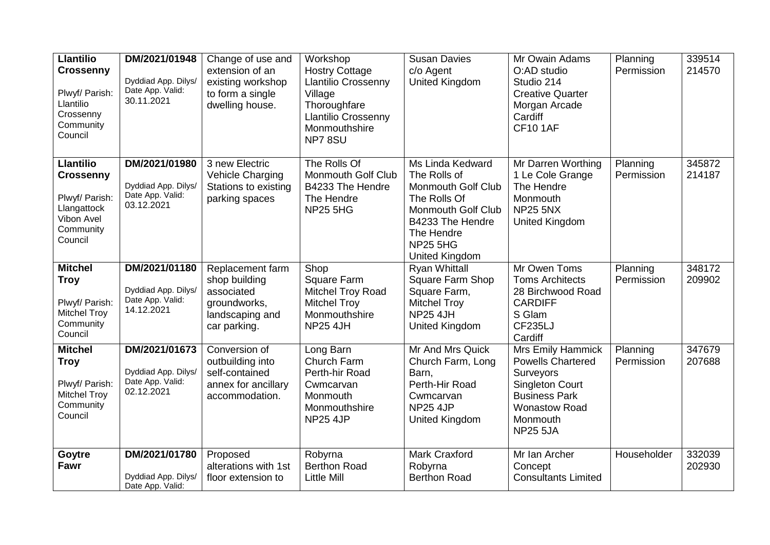| | | | | | | | |
|---|---|---|---|---|---|---|---|
| **Llantilio Crossenny**<br><br>Plwyf/ Parish: Llantilio Crossenny Community Council | **DM/2021/01948**<br><br>Dyddiad App. Dilys/ Date App. Valid: 30.11.2021 | Change of use and extension of an existing workshop to form a single dwelling house. | Workshop Hostry Cottage Llantilio Crossenny Village Thoroughfare Llantilio Crossenny Monmouthshire NP7 8SU | Susan Davies c/o Agent United Kingdom | Mr Owain Adams O:AD studio Studio 214 Creative Quarter Morgan Arcade Cardiff CF10 1AF | Planning Permission | 339514 214570 |
| **Llantilio Crossenny**<br><br>Plwyf/ Parish: Llangattock Vibon Avel Community Council | **DM/2021/01980**<br><br>Dyddiad App. Dilys/ Date App. Valid: 03.12.2021 | 3 new Electric Vehicle Charging Stations to existing parking spaces | The Rolls Of Monmouth Golf Club B4233 The Hendre The Hendre NP25 5HG | Ms Linda Kedward The Rolls of Monmouth Golf Club The Rolls Of Monmouth Golf Club B4233 The Hendre The Hendre NP25 5HG United Kingdom | Mr Darren Worthing 1 Le Cole Grange The Hendre Monmouth NP25 5NX United Kingdom | Planning Permission | 345872 214187 |
| **Mitchel Troy**<br><br>Plwyf/ Parish: Mitchel Troy Community Council | **DM/2021/01180**<br><br>Dyddiad App. Dilys/ Date App. Valid: 14.12.2021 | Replacement farm shop building associated groundworks, landscaping and car parking. | Shop Square Farm Mitchel Troy Road Mitchel Troy Monmouthshire NP25 4JH | Ryan Whittall Square Farm Shop Square Farm, Mitchel Troy NP25 4JH United Kingdom | Mr Owen Toms Toms Architects 28 Birchwood Road CARDIFF S Glam CF235LJ Cardiff | Planning Permission | 348172 209902 |
| **Mitchel Troy**<br><br>Plwyf/ Parish: Mitchel Troy Community Council | **DM/2021/01673**<br><br>Dyddiad App. Dilys/ Date App. Valid: 02.12.2021 | Conversion of outbuilding into self-contained annex for ancillary accommodation. | Long Barn Church Farm Perth-hir Road Cwmcarvan Monmouth Monmouthshire NP25 4JP | Mr And Mrs Quick Church Farm, Long Barn, Perth-Hir Road Cwmcarvan NP25 4JP United Kingdom | Mrs Emily Hammick Powells Chartered Surveyors Singleton Court Business Park Wonastow Road Monmouth NP25 5JA | Planning Permission | 347679 207688 |
| **Goytre Fawr** | **DM/2021/01780**<br><br>Dyddiad App. Dilys/ Date App. Valid: | Proposed alterations with 1st floor extension to | Robyrna Berthon Road Little Mill | Mark Craxford Robyrna Berthon Road | Mr Ian Archer Concept Consultants Limited | Householder | 332039 202930 |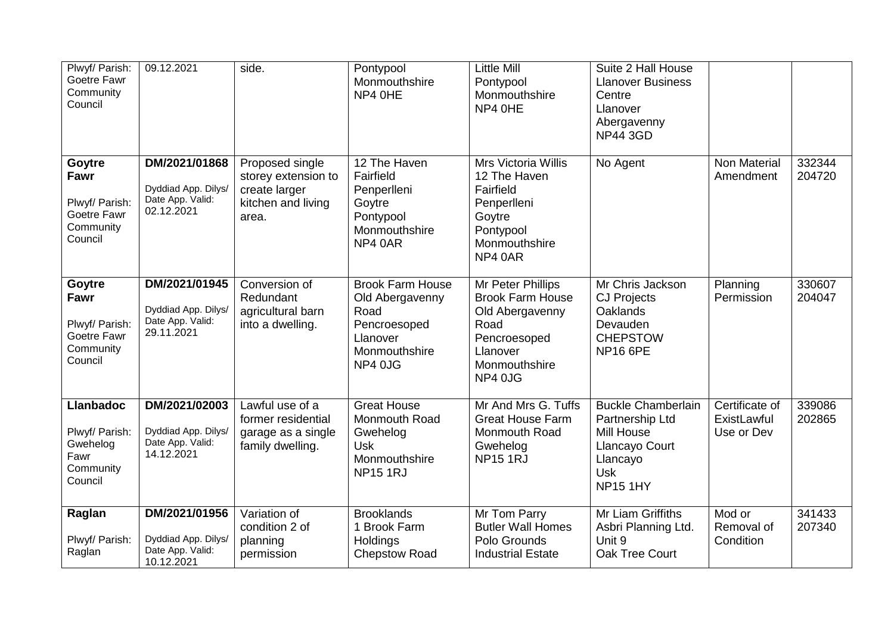| | | | | | | | |
|---|---|---|---|---|---|---|---|
| Plwyf/ Parish: Goetre Fawr Community Council | 09.12.2021 | side. | Pontypool Monmouthshire NP4 0HE | Little Mill Pontypool Monmouthshire NP4 0HE | Suite 2 Hall House Llanover Business Centre Llanover Abergavenny NP44 3GD | | |
| **Goytre Fawr** Plwyf/ Parish: Goetre Fawr Community Council | **DM/2021/01868** Dyddiad App. Dilys/ Date App. Valid: 02.12.2021 | Proposed single storey extension to create larger kitchen and living area. | 12 The Haven Fairfield Penperlleni Goytre Pontypool Monmouthshire NP4 0AR | Mrs Victoria Willis 12 The Haven Fairfield Penperlleni Goytre Pontypool Monmouthshire NP4 0AR | No Agent | Non Material Amendment | 332344 204720 |
| **Goytre Fawr** Plwyf/ Parish: Goetre Fawr Community Council | **DM/2021/01945** Dyddiad App. Dilys/ Date App. Valid: 29.11.2021 | Conversion of Redundant agricultural barn into a dwelling. | Brook Farm House Old Abergavenny Road Pencroesoped Llanover Monmouthshire NP4 0JG | Mr Peter Phillips Brook Farm House Old Abergavenny Road Pencroesoped Llanover Monmouthshire NP4 0JG | Mr Chris Jackson CJ Projects Oaklands Devauden CHEPSTOW NP16 6PE | Planning Permission | 330607 204047 |
| **Llanbadoc** Plwyf/ Parish: Gwehelog Fawr Community Council | **DM/2021/02003** Dyddiad App. Dilys/ Date App. Valid: 14.12.2021 | Lawful use of a former residential garage as a single family dwelling. | Great House Monmouth Road Gwehelog Usk Monmouthshire NP15 1RJ | Mr And Mrs G. Tuffs Great House Farm Monmouth Road Gwehelog NP15 1RJ | Buckle Chamberlain Partnership Ltd Mill House Llancayo Court Llancayo Usk NP15 1HY | Certificate of ExistLawful Use or Dev | 339086 202865 |
| **Raglan** Plwyf/ Parish: Raglan | **DM/2021/01956** Dyddiad App. Dilys/ Date App. Valid: 10.12.2021 | Variation of condition 2 of planning permission | Brooklands 1 Brook Farm Holdings Chepstow Road | Mr Tom Parry Butler Wall Homes Polo Grounds Industrial Estate | Mr Liam Griffiths Asbri Planning Ltd. Unit 9 Oak Tree Court | Mod or Removal of Condition | 341433 207340 |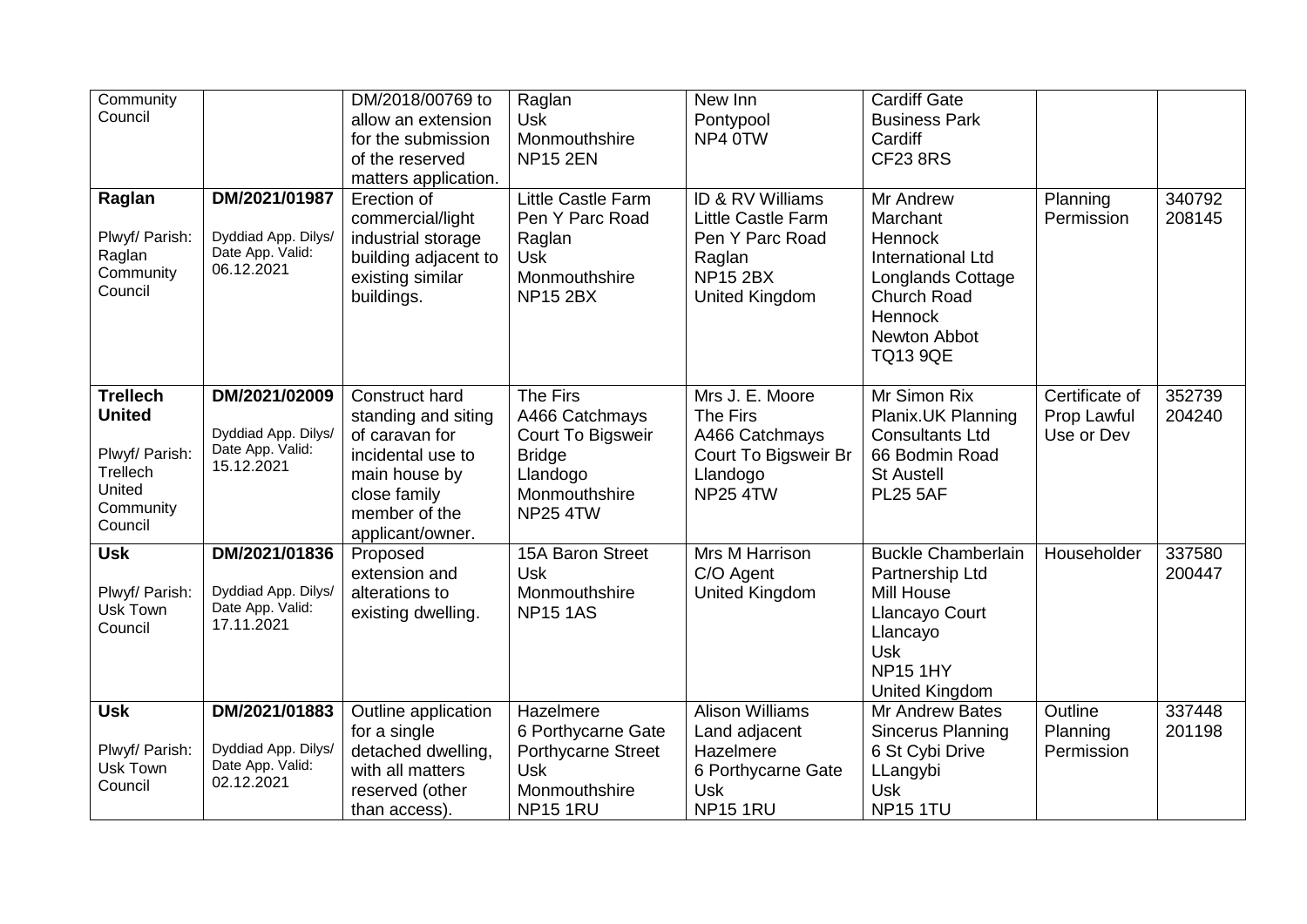| | | | | | | | |
|---|---|---|---|---|---|---|---|
| Community Council | | DM/2018/00769 to allow an extension for the submission of the reserved matters application. | Raglan Usk Monmouthshire NP15 2EN | New Inn Pontypool NP4 0TW | Cardiff Gate Business Park Cardiff CF23 8RS | | |
| **Raglan** Plwyf/ Parish: Raglan Community Council | **DM/2021/01987** Dyddiad App. Dilys/ Date App. Valid: 06.12.2021 | Erection of commercial/light industrial storage building adjacent to existing similar buildings. | Little Castle Farm Pen Y Parc Road Raglan Usk Monmouthshire NP15 2BX | ID & RV Williams Little Castle Farm Pen Y Parc Road Raglan NP15 2BX United Kingdom | Mr Andrew Marchant Hennock International Ltd Longlands Cottage Church Road Hennock Newton Abbot TQ13 9QE | Planning Permission | 340792 208145 |
| **Trellech United** Plwyf/ Parish: Trellech United Community Council | **DM/2021/02009** Dyddiad App. Dilys/ Date App. Valid: 15.12.2021 | Construct hard standing and siting of caravan for incidental use to main house by close family member of the applicant/owner. | The Firs A466 Catchmays Court To Bigsweir Bridge Llandogo Monmouthshire NP25 4TW | Mrs J. E. Moore The Firs A466 Catchmays Court To Bigsweir Br Llandogo NP25 4TW | Mr Simon Rix Planix.UK Planning Consultants Ltd 66 Bodmin Road St Austell PL25 5AF | Certificate of Prop Lawful Use or Dev | 352739 204240 |
| **Usk** Plwyf/ Parish: Usk Town Council | **DM/2021/01836** Dyddiad App. Dilys/ Date App. Valid: 17.11.2021 | Proposed extension and alterations to existing dwelling. | 15A Baron Street Usk Monmouthshire NP15 1AS | Mrs M Harrison C/O Agent United Kingdom | Buckle Chamberlain Partnership Ltd Mill House Llancayo Court Llancayo Usk NP15 1HY United Kingdom | Householder | 337580 200447 |
| **Usk** Plwyf/ Parish: Usk Town Council | **DM/2021/01883** Dyddiad App. Dilys/ Date App. Valid: 02.12.2021 | Outline application for a single detached dwelling, with all matters reserved (other than access). | Hazelmere 6 Porthycarne Gate Porthycarne Street Usk Monmouthshire NP15 1RU | Alison Williams Land adjacent Hazelmere 6 Porthycarne Gate Usk NP15 1RU | Mr Andrew Bates Sincerus Planning 6 St Cybi Drive LLangybi Usk NP15 1TU | Outline Planning Permission | 337448 201198 |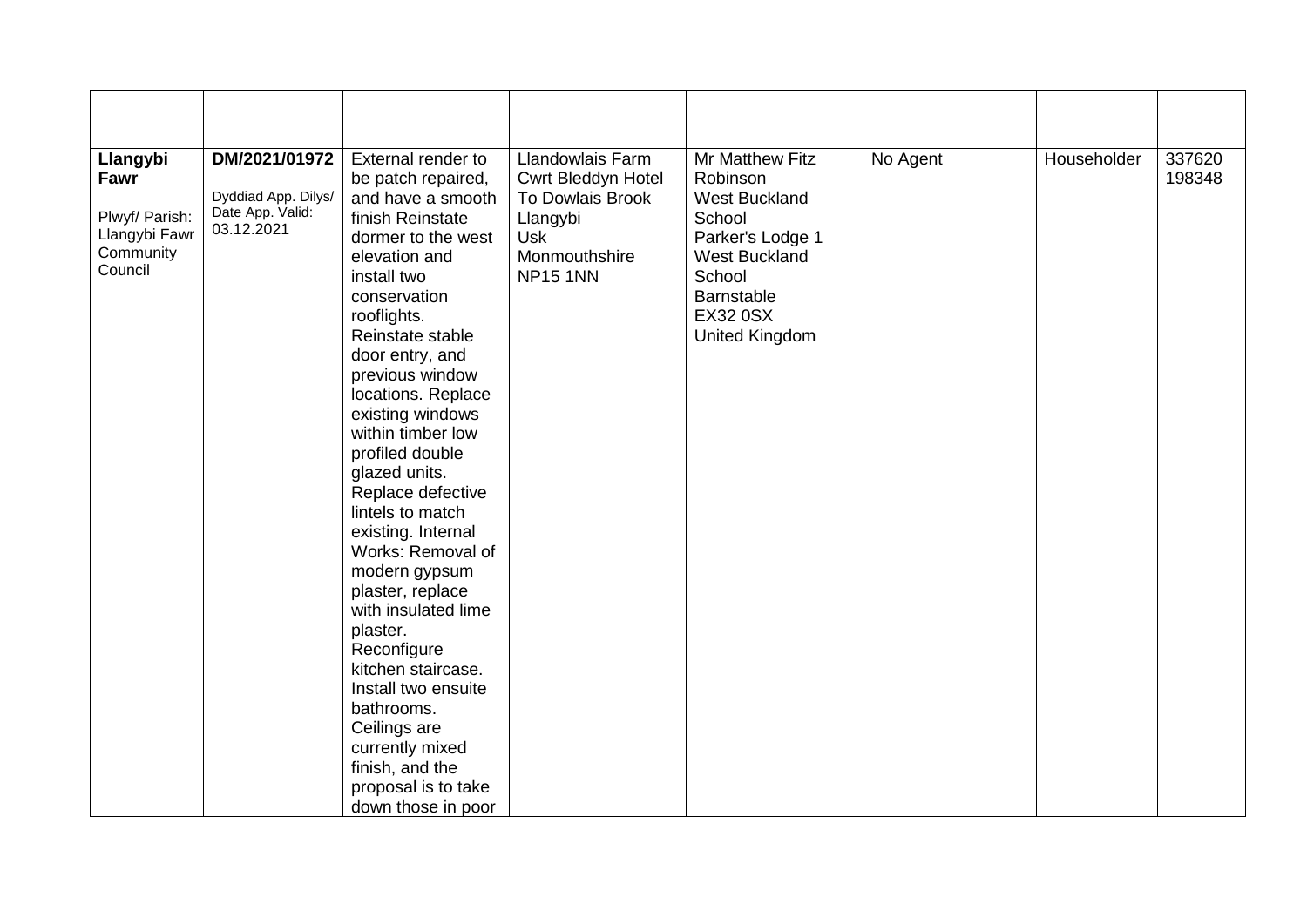| | | | | | | | |
|---|---|---|---|---|---|---|---|
| **Llangybi Fawr**<br><br>Plwyf/ Parish: Llangybi Fawr Community Council | **DM/2021/01972**<br><br>Dyddiad App. Dilys/ Date App. Valid: 03.12.2021 | External render to be patch repaired, and have a smooth finish Reinstate dormer to the west elevation and install two conservation rooflights. Reinstate stable door entry, and previous window locations. Replace existing windows within timber low profiled double glazed units. Replace defective lintels to match existing. Internal Works: Removal of modern gypsum plaster, replace with insulated lime plaster. Reconfigure kitchen staircase. Install two ensuite bathrooms. Ceilings are currently mixed finish, and the proposal is to take down those in poor | Llandowlais Farm Cwrt Bleddyn Hotel To Dowlais Brook Llangybi Usk Monmouthshire NP15 1NN | Mr Matthew Fitz Robinson West Buckland School Parker's Lodge 1 West Buckland School Barnstable EX32 0SX United Kingdom | No Agent | Householder | 337620 198348 |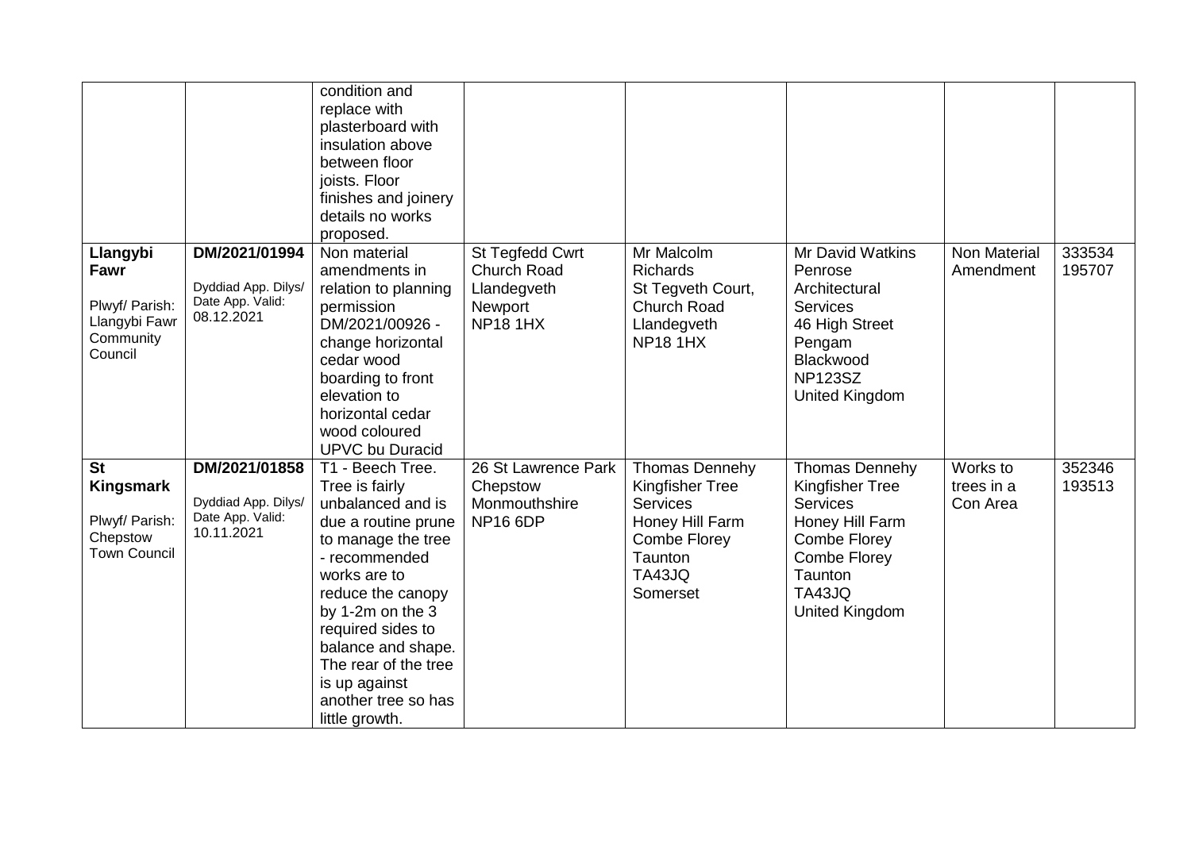| | | | | | | | |
|---|---|---|---|---|---|---|---|
| | | condition and replace with plasterboard with insulation above between floor joists. Floor finishes and joinery details no works proposed. | | | | | |
| **Llangybi Fawr**<br><br>Plwyf/ Parish: Llangybi Fawr Community Council | **DM/2021/01994**<br><br>Dyddiad App. Dilys/ Date App. Valid: 08.12.2021 | Non material amendments in relation to planning permission DM/2021/00926 - change horizontal cedar wood boarding to front elevation to horizontal cedar wood coloured UPVC bu Duracid | St Tegfedd Cwrt Church Road Llandegveth Newport NP18 1HX | Mr Malcolm Richards St Tegveth Court, Church Road Llandegveth NP18 1HX | Mr David Watkins Penrose Architectural Services 46 High Street Pengam Blackwood NP123SZ United Kingdom | Non Material Amendment | 333534 195707 |
| **St Kingsmark**<br><br>Plwyf/ Parish: Chepstow Town Council | **DM/2021/01858**<br><br>Dyddiad App. Dilys/ Date App. Valid: 10.11.2021 | T1 - Beech Tree. Tree is fairly unbalanced and is due a routine prune to manage the tree - recommended works are to reduce the canopy by 1-2m on the 3 required sides to balance and shape. The rear of the tree is up against another tree so has little growth. | 26 St Lawrence Park Chepstow Monmouthshire NP16 6DP | Thomas Dennehy Kingfisher Tree Services Honey Hill Farm Combe Florey Taunton TA43JQ Somerset | Thomas Dennehy Kingfisher Tree Services Honey Hill Farm Combe Florey Combe Florey Taunton TA43JQ United Kingdom | Works to trees in a Con Area | 352346 193513 |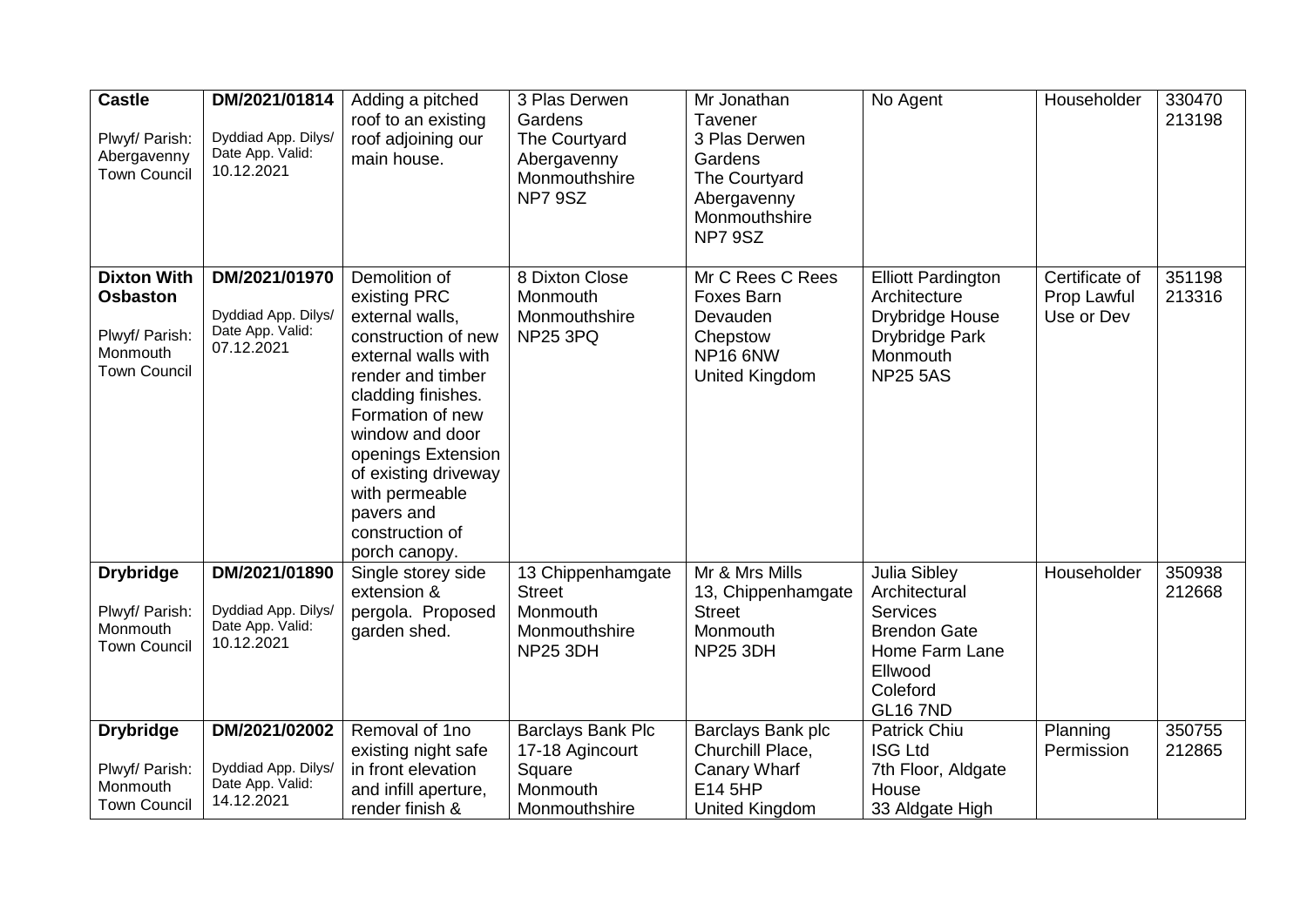| | | | | | | | |
|---|---|---|---|---|---|---|---|
| **Castle**<br><br>Plwyf/ Parish: Abergavenny Town Council | **DM/2021/01814**<br><br>Dyddiad App. Dilys/ Date App. Valid: 10.12.2021 | Adding a pitched roof to an existing roof adjoining our main house. | 3 Plas Derwen Gardens The Courtyard Abergavenny Monmouthshire NP7 9SZ | Mr Jonathan Tavener 3 Plas Derwen Gardens The Courtyard Abergavenny Monmouthshire NP7 9SZ | No Agent | Householder | 330470 213198 |
| **Dixton With Osbaston**<br><br>Plwyf/ Parish: Monmouth Town Council | **DM/2021/01970**<br><br>Dyddiad App. Dilys/ Date App. Valid: 07.12.2021 | Demolition of existing PRC external walls, construction of new external walls with render and timber cladding finishes. Formation of new window and door openings Extension of existing driveway with permeable pavers and construction of porch canopy. | 8 Dixton Close Monmouth Monmouthshire NP25 3PQ | Mr C Rees C Rees Foxes Barn Devauden Chepstow NP16 6NW United Kingdom | Elliott Pardington Architecture Drybridge House Drybridge Park Monmouth NP25 5AS | Certificate of Prop Lawful Use or Dev | 351198 213316 |
| **Drybridge**<br><br>Plwyf/ Parish: Monmouth Town Council | **DM/2021/01890**<br><br>Dyddiad App. Dilys/ Date App. Valid: 10.12.2021 | Single storey side extension & pergola. Proposed garden shed. | 13 Chippenhamgate Street Monmouth Monmouthshire NP25 3DH | Mr & Mrs Mills 13, Chippenhamgate Street Monmouth NP25 3DH | Julia Sibley Architectural Services Brendon Gate Home Farm Lane Ellwood Coleford GL16 7ND | Householder | 350938 212668 |
| **Drybridge**<br><br>Plwyf/ Parish: Monmouth Town Council | **DM/2021/02002**<br><br>Dyddiad App. Dilys/ Date App. Valid: 14.12.2021 | Removal of 1no existing night safe in front elevation and infill aperture, render finish & | Barclays Bank Plc 17-18 Agincourt Square Monmouth Monmouthshire | Barclays Bank plc Churchill Place, Canary Wharf E14 5HP United Kingdom | Patrick Chiu ISG Ltd 7th Floor, Aldgate House 33 Aldgate High | Planning Permission | 350755 212865 |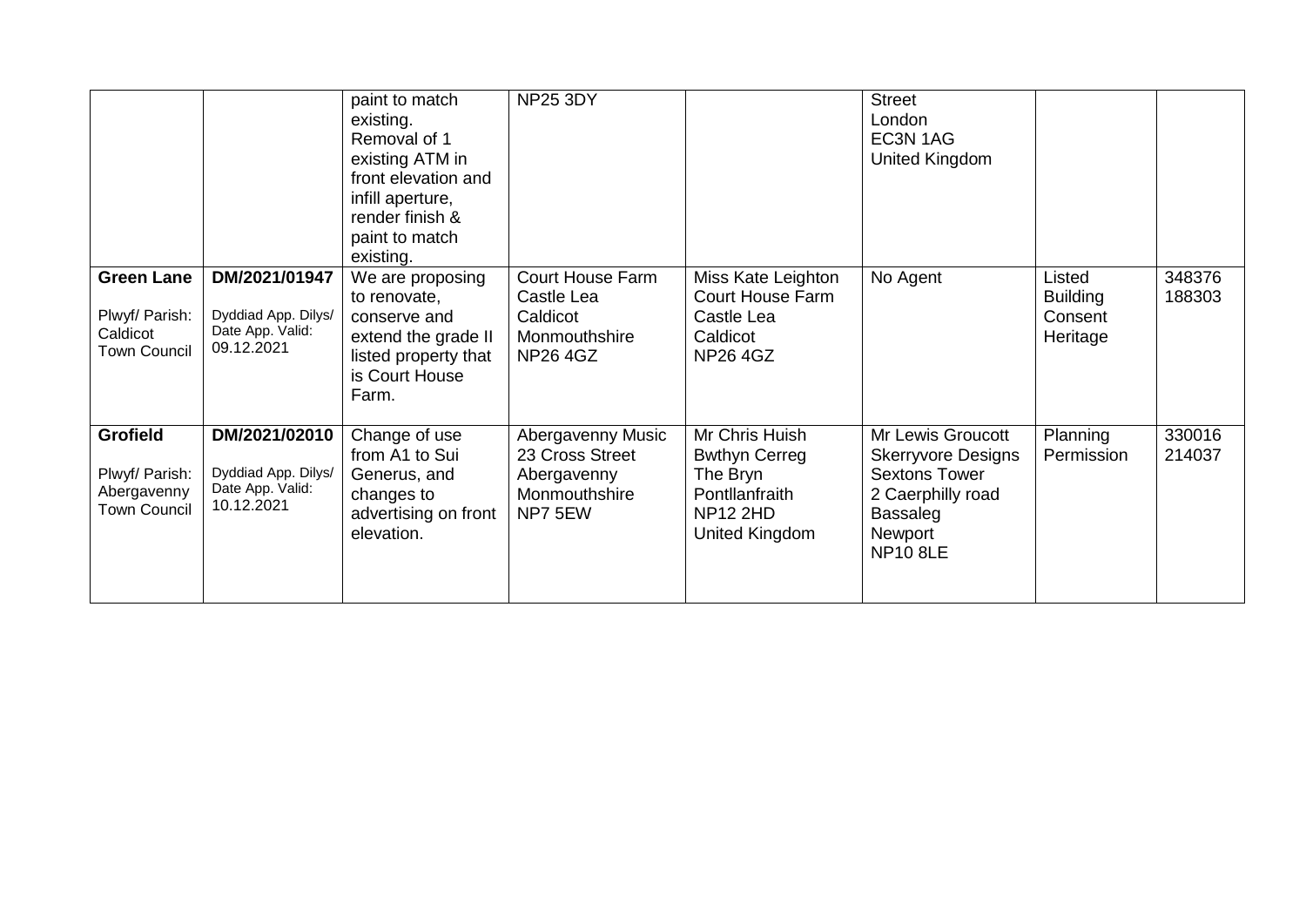| | | | | | | | |
|---|---|---|---|---|---|---|---|
| | | paint to match existing. Removal of 1 existing ATM in front elevation and infill aperture, render finish & paint to match existing. | NP25 3DY | | Street London EC3N 1AG United Kingdom | | |
| **Green Lane** Plwyf/ Parish: Caldicot Town Council | **DM/2021/01947** Dyddiad App. Dilys/ Date App. Valid: 09.12.2021 | We are proposing to renovate, conserve and extend the grade II listed property that is Court House Farm. | Court House Farm Castle Lea Caldicot Monmouthshire NP26 4GZ | Miss Kate Leighton Court House Farm Castle Lea Caldicot NP26 4GZ | No Agent | Listed Building Consent Heritage | 348376 188303 |
| **Grofield** Plwyf/ Parish: Abergavenny Town Council | **DM/2021/02010** Dyddiad App. Dilys/ Date App. Valid: 10.12.2021 | Change of use from A1 to Sui Generus, and changes to advertising on front elevation. | Abergavenny Music 23 Cross Street Abergavenny Monmouthshire NP7 5EW | Mr Chris Huish Bwthyn Cerreg The Bryn Pontllanfraith NP12 2HD United Kingdom | Mr Lewis Groucott Skerryvore Designs Sextons Tower 2 Caerphilly road Bassaleg Newport NP10 8LE | Planning Permission | 330016 214037 |